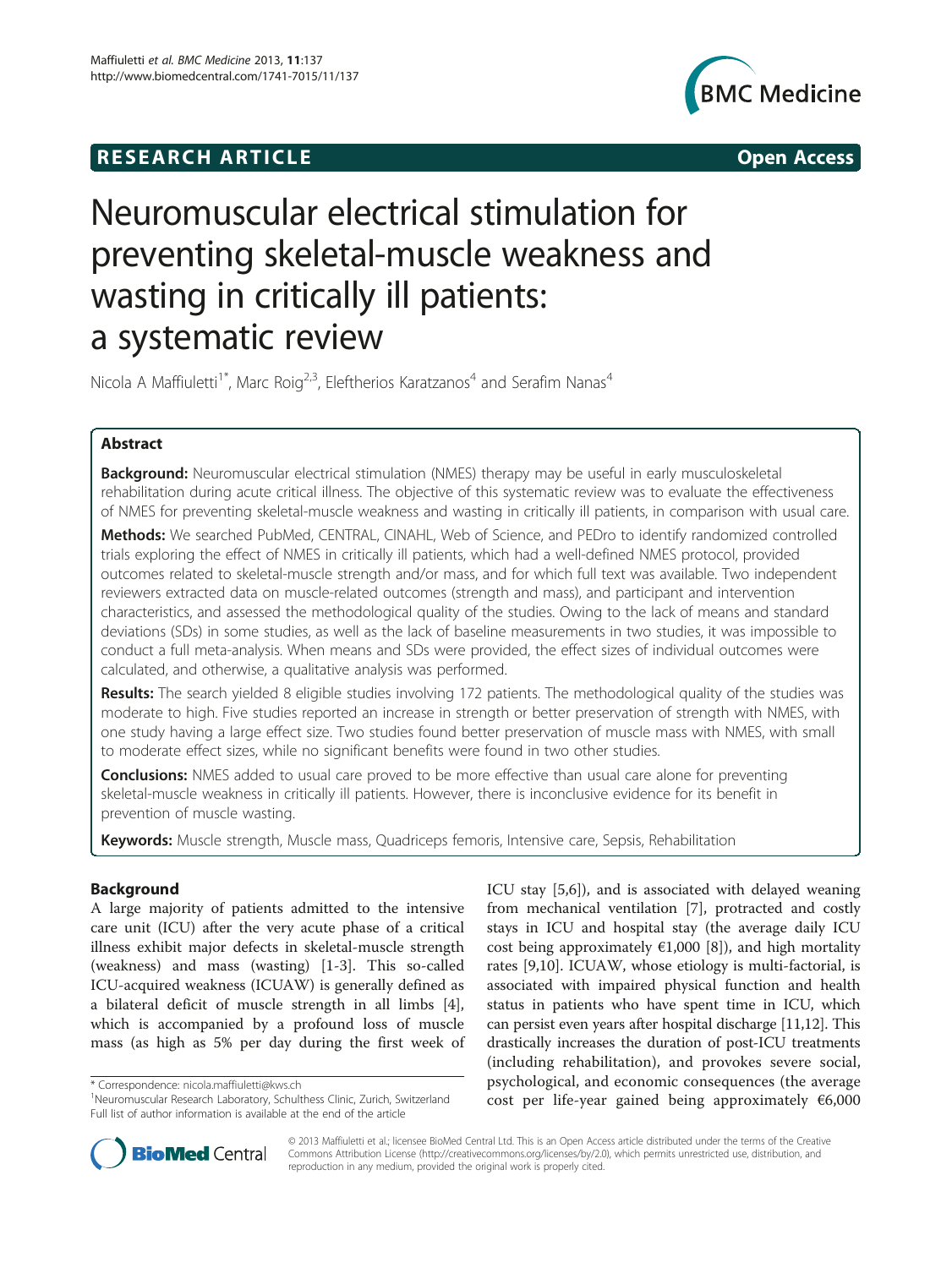**RESEARCH ARTICLE** **Open Access**

# Neuromuscular electrical stimulation for preventing skeletal-muscle weakness and wasting in critically ill patients: a systematic review

Nicola A Maffiuletti[1*], Marc Roig[2,3], Eleftherios Karatzanos[4] and Serafim Nanas[4]

## Abstract

**Background:** Neuromuscular electrical stimulation (NMES) therapy may be useful in early musculoskeletal rehabilitation during acute critical illness. The objective of this systematic review was to evaluate the effectiveness of NMES for preventing skeletal-muscle weakness and wasting in critically ill patients, in comparison with usual care.

**Methods:** We searched PubMed, CENTRAL, CINAHL, Web of Science, and PEDro to identify randomized controlled trials exploring the effect of NMES in critically ill patients, which had a well-defined NMES protocol, provided outcomes related to skeletal-muscle strength and/or mass, and for which full text was available. Two independent reviewers extracted data on muscle-related outcomes (strength and mass), and participant and intervention characteristics, and assessed the methodological quality of the studies. Owing to the lack of means and standard deviations (SDs) in some studies, as well as the lack of baseline measurements in two studies, it was impossible to conduct a full meta-analysis. When means and SDs were provided, the effect sizes of individual outcomes were calculated, and otherwise, a qualitative analysis was performed.

**Results:** The search yielded 8 eligible studies involving 172 patients. The methodological quality of the studies was moderate to high. Five studies reported an increase in strength or better preservation of strength with NMES, with one study having a large effect size. Two studies found better preservation of muscle mass with NMES, with small to moderate effect sizes, while no significant benefits were found in two other studies.

**Conclusions:** NMES added to usual care proved to be more effective than usual care alone for preventing skeletal-muscle weakness in critically ill patients. However, there is inconclusive evidence for its benefit in prevention of muscle wasting.

**Keywords:** Muscle strength, Muscle mass, Quadriceps femoris, Intensive care, Sepsis, Rehabilitation

## Background

A large majority of patients admitted to the intensive care unit (ICU) after the very acute phase of a critical illness exhibit major defects in skeletal-muscle strength (weakness) and mass (wasting) [1-3]. This so-called ICU-acquired weakness (ICUAW) is generally defined as a bilateral deficit of muscle strength in all limbs [4], which is accompanied by a profound loss of muscle mass (as high as 5% per day during the first week of ICU stay [5,6]), and is associated with delayed weaning from mechanical ventilation [7], protracted and costly stays in ICU and hospital stay (the average daily ICU cost being approximately €1,000 [8]), and high mortality rates [9,10]. ICUAW, whose etiology is multi-factorial, is associated with impaired physical function and health status in patients who have spent time in ICU, which can persist even years after hospital discharge [11,12]. This drastically increases the duration of post-ICU treatments (including rehabilitation), and provokes severe social, psychological, and economic consequences (the average cost per life-year gained being approximately €6,000

\* Correspondence: nicola.maffiuletti@kws.ch
[1]Neuromuscular Research Laboratory, Schulthess Clinic, Zurich, Switzerland
Full list of author information is available at the end of the article

© 2013 Maffiuletti et al.; licensee BioMed Central Ltd. This is an Open Access article distributed under the terms of the Creative Commons Attribution License (http://creativecommons.org/licenses/by/2.0), which permits unrestricted use, distribution, and reproduction in any medium, provided the original work is properly cited.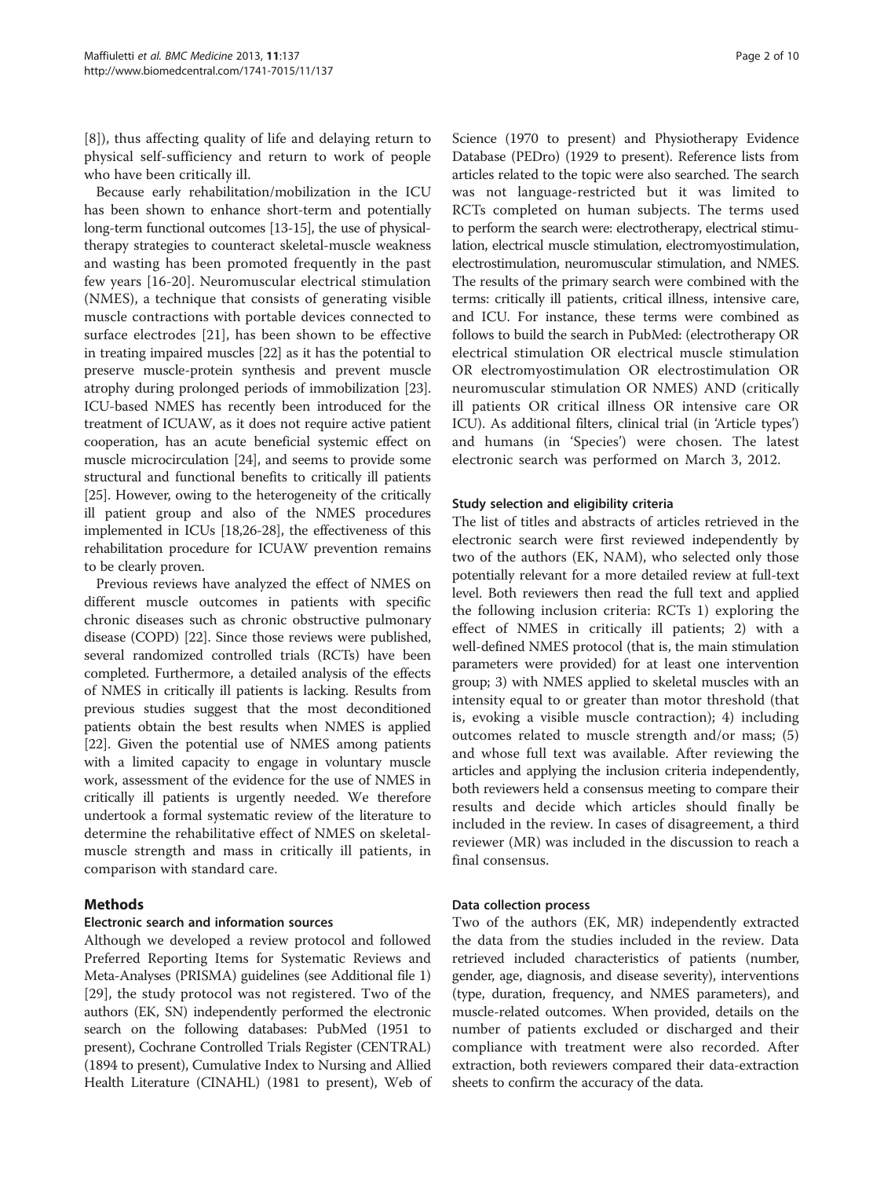[8]), thus affecting quality of life and delaying return to physical self-sufficiency and return to work of people who have been critically ill.

Because early rehabilitation/mobilization in the ICU has been shown to enhance short-term and potentially long-term functional outcomes [13-15], the use of physical-therapy strategies to counteract skeletal-muscle weakness and wasting has been promoted frequently in the past few years [16-20]. Neuromuscular electrical stimulation (NMES), a technique that consists of generating visible muscle contractions with portable devices connected to surface electrodes [21], has been shown to be effective in treating impaired muscles [22] as it has the potential to preserve muscle-protein synthesis and prevent muscle atrophy during prolonged periods of immobilization [23]. ICU-based NMES has recently been introduced for the treatment of ICUAW, as it does not require active patient cooperation, has an acute beneficial systemic effect on muscle microcirculation [24], and seems to provide some structural and functional benefits to critically ill patients [25]. However, owing to the heterogeneity of the critically ill patient group and also of the NMES procedures implemented in ICUs [18,26-28], the effectiveness of this rehabilitation procedure for ICUAW prevention remains to be clearly proven.

Previous reviews have analyzed the effect of NMES on different muscle outcomes in patients with specific chronic diseases such as chronic obstructive pulmonary disease (COPD) [22]. Since those reviews were published, several randomized controlled trials (RCTs) have been completed. Furthermore, a detailed analysis of the effects of NMES in critically ill patients is lacking. Results from previous studies suggest that the most deconditioned patients obtain the best results when NMES is applied [22]. Given the potential use of NMES among patients with a limited capacity to engage in voluntary muscle work, assessment of the evidence for the use of NMES in critically ill patients is urgently needed. We therefore undertook a formal systematic review of the literature to determine the rehabilitative effect of NMES on skeletal-muscle strength and mass in critically ill patients, in comparison with standard care.

## Methods

### Electronic search and information sources

Although we developed a review protocol and followed Preferred Reporting Items for Systematic Reviews and Meta-Analyses (PRISMA) guidelines (see Additional file 1) [29], the study protocol was not registered. Two of the authors (EK, SN) independently performed the electronic search on the following databases: PubMed (1951 to present), Cochrane Controlled Trials Register (CENTRAL) (1894 to present), Cumulative Index to Nursing and Allied Health Literature (CINAHL) (1981 to present), Web of Science (1970 to present) and Physiotherapy Evidence Database (PEDro) (1929 to present). Reference lists from articles related to the topic were also searched. The search was not language-restricted but it was limited to RCTs completed on human subjects. The terms used to perform the search were: electrotherapy, electrical stimulation, electrical muscle stimulation, electromyostimulation, electrostimulation, neuromuscular stimulation, and NMES. The results of the primary search were combined with the terms: critically ill patients, critical illness, intensive care, and ICU. For instance, these terms were combined as follows to build the search in PubMed: (electrotherapy OR electrical stimulation OR electrical muscle stimulation OR electromyostimulation OR electrostimulation OR neuromuscular stimulation OR NMES) AND (critically ill patients OR critical illness OR intensive care OR ICU). As additional filters, clinical trial (in 'Article types') and humans (in 'Species') were chosen. The latest electronic search was performed on March 3, 2012.

### Study selection and eligibility criteria

The list of titles and abstracts of articles retrieved in the electronic search were first reviewed independently by two of the authors (EK, NAM), who selected only those potentially relevant for a more detailed review at full-text level. Both reviewers then read the full text and applied the following inclusion criteria: RCTs 1) exploring the effect of NMES in critically ill patients; 2) with a well-defined NMES protocol (that is, the main stimulation parameters were provided) for at least one intervention group; 3) with NMES applied to skeletal muscles with an intensity equal to or greater than motor threshold (that is, evoking a visible muscle contraction); 4) including outcomes related to muscle strength and/or mass; (5) and whose full text was available. After reviewing the articles and applying the inclusion criteria independently, both reviewers held a consensus meeting to compare their results and decide which articles should finally be included in the review. In cases of disagreement, a third reviewer (MR) was included in the discussion to reach a final consensus.

### Data collection process

Two of the authors (EK, MR) independently extracted the data from the studies included in the review. Data retrieved included characteristics of patients (number, gender, age, diagnosis, and disease severity), interventions (type, duration, frequency, and NMES parameters), and muscle-related outcomes. When provided, details on the number of patients excluded or discharged and their compliance with treatment were also recorded. After extraction, both reviewers compared their data-extraction sheets to confirm the accuracy of the data.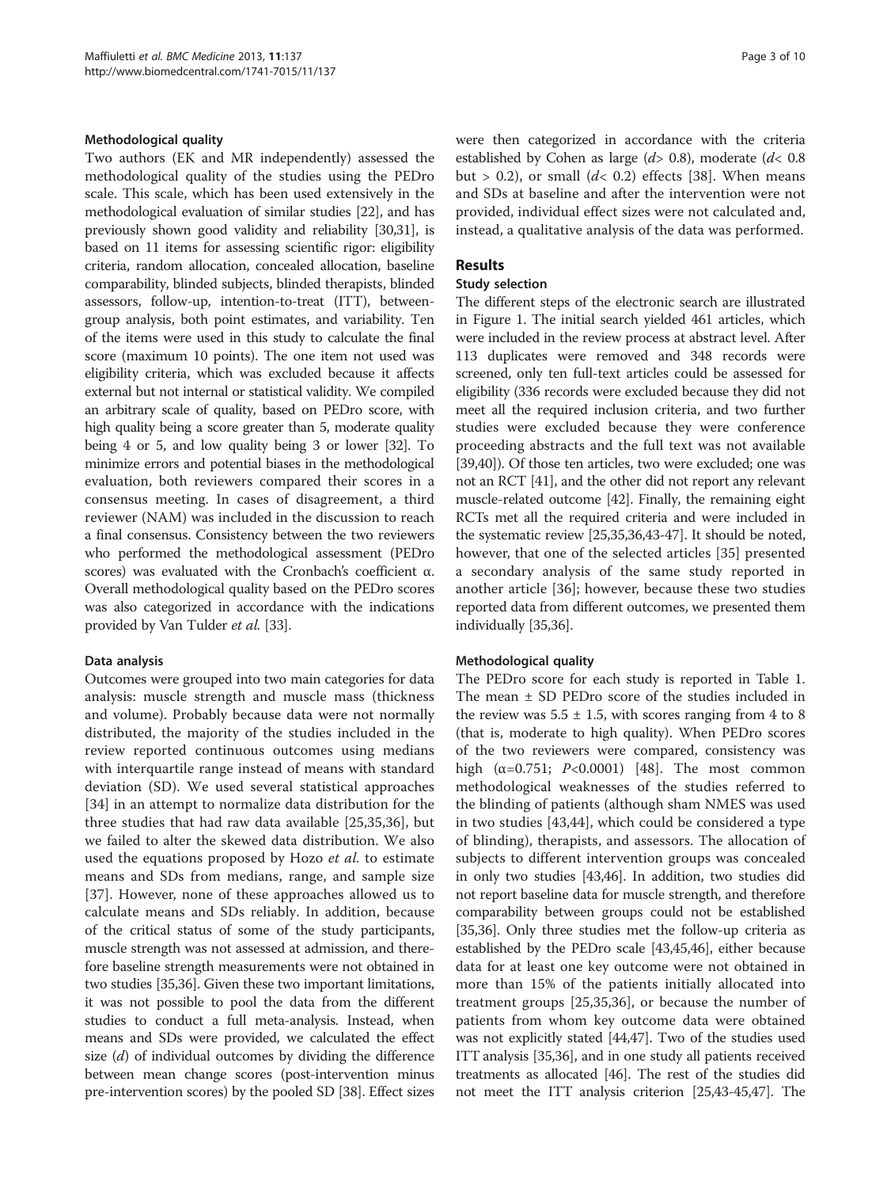### Methodological quality

Two authors (EK and MR independently) assessed the methodological quality of the studies using the PEDro scale. This scale, which has been used extensively in the methodological evaluation of similar studies [22], and has previously shown good validity and reliability [30,31], is based on 11 items for assessing scientific rigor: eligibility criteria, random allocation, concealed allocation, baseline comparability, blinded subjects, blinded therapists, blinded assessors, follow-up, intention-to-treat (ITT), between-group analysis, both point estimates, and variability. Ten of the items were used in this study to calculate the final score (maximum 10 points). The one item not used was eligibility criteria, which was excluded because it affects external but not internal or statistical validity. We compiled an arbitrary scale of quality, based on PEDro score, with high quality being a score greater than 5, moderate quality being 4 or 5, and low quality being 3 or lower [32]. To minimize errors and potential biases in the methodological evaluation, both reviewers compared their scores in a consensus meeting. In cases of disagreement, a third reviewer (NAM) was included in the discussion to reach a final consensus. Consistency between the two reviewers who performed the methodological assessment (PEDro scores) was evaluated with the Cronbach's coefficient α. Overall methodological quality based on the PEDro scores was also categorized in accordance with the indications provided by Van Tulder *et al.* [33].

### Data analysis

Outcomes were grouped into two main categories for data analysis: muscle strength and muscle mass (thickness and volume). Probably because data were not normally distributed, the majority of the studies included in the review reported continuous outcomes using medians with interquartile range instead of means with standard deviation (SD). We used several statistical approaches [34] in an attempt to normalize data distribution for the three studies that had raw data available [25,35,36], but we failed to alter the skewed data distribution. We also used the equations proposed by Hozo *et al.* to estimate means and SDs from medians, range, and sample size [37]. However, none of these approaches allowed us to calculate means and SDs reliably. In addition, because of the critical status of some of the study participants, muscle strength was not assessed at admission, and therefore baseline strength measurements were not obtained in two studies [35,36]. Given these two important limitations, it was not possible to pool the data from the different studies to conduct a full meta-analysis. Instead, when means and SDs were provided, we calculated the effect size ($d$) of individual outcomes by dividing the difference between mean change scores (post-intervention minus pre-intervention scores) by the pooled SD [38]. Effect sizes were then categorized in accordance with the criteria established by Cohen as large ($d > 0.8$), moderate ($d < 0.8$ but $> 0.2$), or small ($d < 0.2$) effects [38]. When means and SDs at baseline and after the intervention were not provided, individual effect sizes were not calculated and, instead, a qualitative analysis of the data was performed.

## Results

### Study selection

The different steps of the electronic search are illustrated in Figure 1. The initial search yielded 461 articles, which were included in the review process at abstract level. After 113 duplicates were removed and 348 records were screened, only ten full-text articles could be assessed for eligibility (336 records were excluded because they did not meet all the required inclusion criteria, and two further studies were excluded because they were conference proceeding abstracts and the full text was not available [39,40]). Of those ten articles, two were excluded; one was not an RCT [41], and the other did not report any relevant muscle-related outcome [42]. Finally, the remaining eight RCTs met all the required criteria and were included in the systematic review [25,35,36,43-47]. It should be noted, however, that one of the selected articles [35] presented a secondary analysis of the same study reported in another article [36]; however, because these two studies reported data from different outcomes, we presented them individually [35,36].

### Methodological quality

The PEDro score for each study is reported in Table 1. The mean ± SD PEDro score of the studies included in the review was 5.5 ± 1.5, with scores ranging from 4 to 8 (that is, moderate to high quality). When PEDro scores of the two reviewers were compared, consistency was high ($\alpha = 0.751$; $P < 0.0001$) [48]. The most common methodological weaknesses of the studies referred to the blinding of patients (although sham NMES was used in two studies [43,44], which could be considered a type of blinding), therapists, and assessors. The allocation of subjects to different intervention groups was concealed in only two studies [43,46]. In addition, two studies did not report baseline data for muscle strength, and therefore comparability between groups could not be established [35,36]. Only three studies met the follow-up criteria as established by the PEDro scale [43,45,46], either because data for at least one key outcome were not obtained in more than 15% of the patients initially allocated into treatment groups [25,35,36], or because the number of patients from whom key outcome data were obtained was not explicitly stated [44,47]. Two of the studies used ITT analysis [35,36], and in one study all patients received treatments as allocated [46]. The rest of the studies did not meet the ITT analysis criterion [25,43-45,47]. The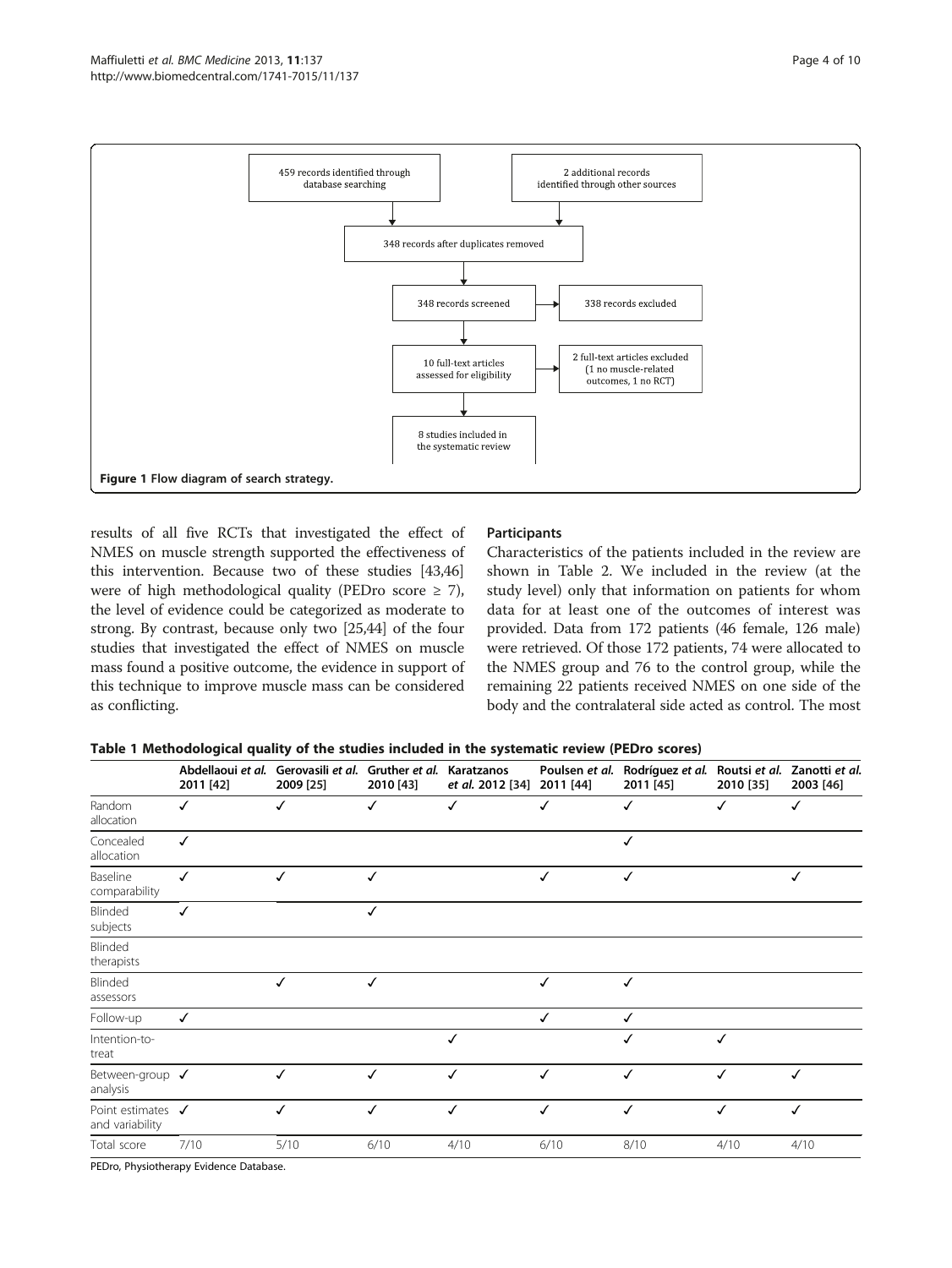459 records identified through database searching

2 additional records identified through other sources

348 records after duplicates removed

348 records screened

338 records excluded

10 full-text articles assessed for eligibility

2 full-text articles excluded (1 no muscle-related outcomes, 1 no RCT)

8 studies included in the systematic review

**Figure 1 Flow diagram of search strategy.**

results of all five RCTs that investigated the effect of NMES on muscle strength supported the effectiveness of this intervention. Because two of these studies [43,46] were of high methodological quality (PEDro score ≥ 7), the level of evidence could be categorized as moderate to strong. By contrast, because only two [25,44] of the four studies that investigated the effect of NMES on muscle mass found a positive outcome, the evidence in support of this technique to improve muscle mass can be considered as conflicting.

### Participants

Characteristics of the patients included in the review are shown in Table 2. We included in the review (at the study level) only that information on patients for whom data for at least one of the outcomes of interest was provided. Data from 172 patients (46 female, 126 male) were retrieved. Of those 172 patients, 74 were allocated to the NMES group and 76 to the control group, while the remaining 22 patients received NMES on one side of the body and the contralateral side acted as control. The most

**Table 1 Methodological quality of the studies included in the systematic review (PEDro scores)**

| | Abdellaoui *et al.* 2011 [42] | Gerovasili *et al.* 2009 [25] | Gruther *et al.* 2010 [43] | Karatzanos *et al.* 2012 [34] | Poulsen *et al.* 2011 [44] | Rodríguez *et al.* 2011 [45] | Routsi *et al.* 2010 [35] | Zanotti *et al.* 2003 [46] |
|---|---|---|---|---|---|---|---|---|
| Random allocation | ✓ | ✓ | ✓ | ✓ | ✓ | ✓ | ✓ | ✓ |
| Concealed allocation | ✓ | | | | | ✓ | | |
| Baseline comparability | ✓ | ✓ | ✓ | | ✓ | ✓ | | ✓ |
| Blinded subjects | ✓ | | ✓ | | | | | |
| Blinded therapists | | | | | | | | |
| Blinded assessors | | ✓ | ✓ | | ✓ | ✓ | | |
| Follow-up | ✓ | | | | ✓ | ✓ | | |
| Intention-to-treat | | | | ✓ | | ✓ | ✓ | |
| Between-group analysis | ✓ | ✓ | ✓ | ✓ | ✓ | ✓ | ✓ | ✓ |
| Point estimates and variability | ✓ | ✓ | ✓ | ✓ | ✓ | ✓ | ✓ | ✓ |
| Total score | 7/10 | 5/10 | 6/10 | 4/10 | 6/10 | 8/10 | 4/10 | 4/10 |

PEDro, Physiotherapy Evidence Database.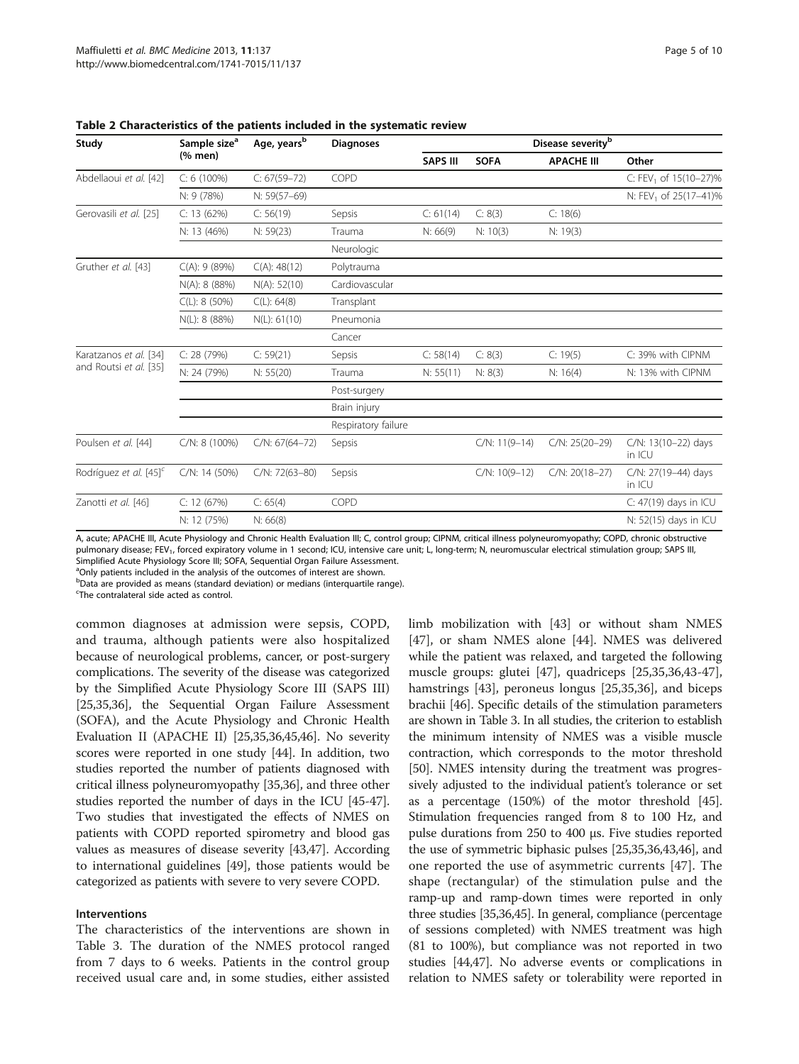**Table 2 Characteristics of the patients included in the systematic review**

| Study | Sample size[a] (% men) | Age, years[b] | Diagnoses | Disease severity[b] | | | |
|---|---|---|---|---|---|---|---|
| | | | | SAPS III | SOFA | APACHE III | Other |
| Abdellaoui *et al.* [42] | C: 6 (100%) | C: 67(59–72) | COPD | | | | C: $FEV_1$ of 15(10–27)% |
| | N: 9 (78%) | N: 59(57–69) | | | | | N: $FEV_1$ of 25(17–41)% |
| Gerovasili *et al.* [25] | C: 13 (62%) | C: 56(19) | Sepsis | C: 61(14) | C: 8(3) | C: 18(6) | |
| | N: 13 (46%) | N: 59(23) | Trauma | N: 66(9) | N: 10(3) | N: 19(3) | |
| | | | Neurologic | | | | |
| Gruther *et al.* [43] | C(A): 9 (89%) | C(A): 48(12) | Polytrauma | | | | |
| | N(A): 8 (88%) | N(A): 52(10) | Cardiovascular | | | | |
| | C(L): 8 (50%) | C(L): 64(8) | Transplant | | | | |
| | N(L): 8 (88%) | N(L): 61(10) | Pneumonia | | | | |
| | | | Cancer | | | | |
| Karatzanos *et al.* [34] and Routsi *et al.* [35] | C: 28 (79%) | C: 59(21) | Sepsis | C: 58(14) | C: 8(3) | C: 19(5) | C: 39% with CIPNM |
| | N: 24 (79%) | N: 55(20) | Trauma | N: 55(11) | N: 8(3) | N: 16(4) | N: 13% with CIPNM |
| | | | Post-surgery | | | | |
| | | | Brain injury | | | | |
| | | | Respiratory failure | | | | |
| Poulsen *et al.* [44] | C/N: 8 (100%) | C/N: 67(64–72) | Sepsis | | C/N: 11(9–14) | C/N: 25(20–29) | C/N: 13(10–22) days in ICU |
| Rodríguez *et al.* [45][c] | C/N: 14 (50%) | C/N: 72(63–80) | Sepsis | | C/N: 10(9–12) | C/N: 20(18–27) | C/N: 27(19–44) days in ICU |
| Zanotti *et al.* [46] | C: 12 (67%) | C: 65(4) | COPD | | | | C: 47(19) days in ICU |
| | N: 12 (75%) | N: 66(8) | | | | | N: 52(15) days in ICU |

A, acute; APACHE III, Acute Physiology and Chronic Health Evaluation III; C, control group; CIPNM, critical illness polyneuromyopathy; COPD, chronic obstructive pulmonary disease; $FEV_1$, forced expiratory volume in 1 second; ICU, intensive care unit; L, long-term; N, neuromuscular electrical stimulation group; SAPS III, Simplified Acute Physiology Score III; SOFA, Sequential Organ Failure Assessment.
[a]Only patients included in the analysis of the outcomes of interest are shown.
[b]Data are provided as means (standard deviation) or medians (interquartile range).
[c]The contralateral side acted as control.

common diagnoses at admission were sepsis, COPD, and trauma, although patients were also hospitalized because of neurological problems, cancer, or post-surgery complications. The severity of the disease was categorized by the Simplified Acute Physiology Score III (SAPS III) [25,35,36], the Sequential Organ Failure Assessment (SOFA), and the Acute Physiology and Chronic Health Evaluation II (APACHE II) [25,35,36,45,46]. No severity scores were reported in one study [44]. In addition, two studies reported the number of patients diagnosed with critical illness polyneuromyopathy [35,36], and three other studies reported the number of days in the ICU [45-47]. Two studies that investigated the effects of NMES on patients with COPD reported spirometry and blood gas values as measures of disease severity [43,47]. According to international guidelines [49], those patients would be categorized as patients with severe to very severe COPD.

### Interventions

The characteristics of the interventions are shown in Table 3. The duration of the NMES protocol ranged from 7 days to 6 weeks. Patients in the control group received usual care and, in some studies, either assisted limb mobilization with [43] or without sham NMES [47], or sham NMES alone [44]. NMES was delivered while the patient was relaxed, and targeted the following muscle groups: glutei [47], quadriceps [25,35,36,43-47], hamstrings [43], peroneus longus [25,35,36], and biceps brachii [46]. Specific details of the stimulation parameters are shown in Table 3. In all studies, the criterion to establish the minimum intensity of NMES was a visible muscle contraction, which corresponds to the motor threshold [50]. NMES intensity during the treatment was progressively adjusted to the individual patient's tolerance or set as a percentage (150%) of the motor threshold [45]. Stimulation frequencies ranged from 8 to 100 Hz, and pulse durations from 250 to 400 µs. Five studies reported the use of symmetric biphasic pulses [25,35,36,43,46], and one reported the use of asymmetric currents [47]. The shape (rectangular) of the stimulation pulse and the ramp-up and ramp-down times were reported in only three studies [35,36,45]. In general, compliance (percentage of sessions completed) with NMES treatment was high (81 to 100%), but compliance was not reported in two studies [44,47]. No adverse events or complications in relation to NMES safety or tolerability were reported in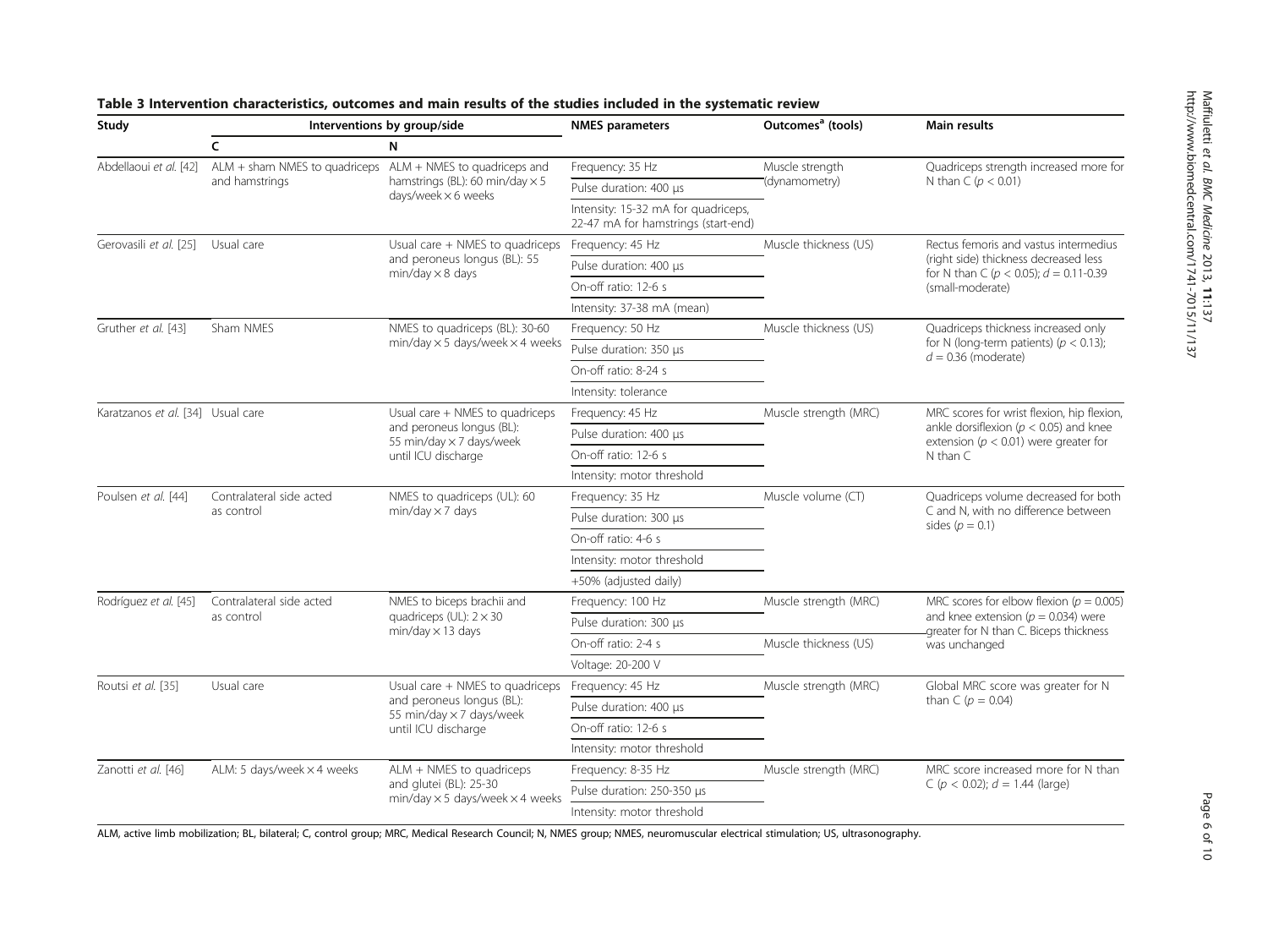**Table 3 Intervention characteristics, outcomes and main results of the studies included in the systematic review**

| Study | Interventions by group/side | | NMES parameters | Outcomes[a] (tools) | Main results |
|---|---|---|---|---|---|
| | C | N | | | |
| Abdellaoui *et al.* [42] | ALM + sham NMES to quadriceps and hamstrings | ALM + NMES to quadriceps and hamstrings (BL): 60 min/day × 5 days/week × 6 weeks | Frequency: 35 Hz<br>Pulse duration: 400 μs<br>Intensity: 15-32 mA for quadriceps, 22-47 mA for hamstrings (start-end) | Muscle strength (dynamometry) | Quadriceps strength increased more for N than C ($p < 0.01$) |
| Gerovasili *et al.* [25] | Usual care | Usual care + NMES to quadriceps and peroneus longus (BL): 55 min/day × 8 days | Frequency: 45 Hz<br>Pulse duration: 400 μs<br>On-off ratio: 12-6 s<br>Intensity: 37-38 mA (mean) | Muscle thickness (US) | Rectus femoris and vastus intermedius (right side) thickness decreased less for N than C ($p < 0.05$); $d = 0.11$-$0.39$ (small-moderate) |
| Gruther *et al.* [43] | Sham NMES | NMES to quadriceps (BL): 30-60 min/day × 5 days/week × 4 weeks | Frequency: 50 Hz<br>Pulse duration: 350 μs<br>On-off ratio: 8-24 s<br>Intensity: tolerance | Muscle thickness (US) | Quadriceps thickness increased only for N (long-term patients) ($p < 0.13$); $d = 0.36$ (moderate) |
| Karatzanos *et al.* [34] | Usual care | Usual care + NMES to quadriceps and peroneus longus (BL): 55 min/day × 7 days/week until ICU discharge | Frequency: 45 Hz<br>Pulse duration: 400 μs<br>On-off ratio: 12-6 s<br>Intensity: motor threshold | Muscle strength (MRC) | MRC scores for wrist flexion, hip flexion, ankle dorsiflexion ($p < 0.05$) and knee extension ($p < 0.01$) were greater for N than C |
| Poulsen *et al.* [44] | Contralateral side acted as control | NMES to quadriceps (UL): 60 min/day × 7 days | Frequency: 35 Hz<br>Pulse duration: 300 μs<br>On-off ratio: 4-6 s<br>Intensity: motor threshold +50% (adjusted daily) | Muscle volume (CT) | Quadriceps volume decreased for both C and N, with no difference between sides ($p = 0.1$) |
| Rodríguez *et al.* [45] | Contralateral side acted as control | NMES to biceps brachii and quadriceps (UL): 2 × 30 min/day × 13 days | Frequency: 100 Hz<br>Pulse duration: 300 μs<br>On-off ratio: 2-4 s<br>Voltage: 20-200 V | Muscle strength (MRC)<br>Muscle thickness (US) | MRC scores for elbow flexion ($p = 0.005$) and knee extension ($p = 0.034$) were greater for N than C. Biceps thickness was unchanged |
| Routsi *et al.* [35] | Usual care | Usual care + NMES to quadriceps and peroneus longus (BL): 55 min/day × 7 days/week until ICU discharge | Frequency: 45 Hz<br>Pulse duration: 400 μs<br>On-off ratio: 12-6 s<br>Intensity: motor threshold | Muscle strength (MRC) | Global MRC score was greater for N than C ($p = 0.04$) |
| Zanotti *et al.* [46] | ALM: 5 days/week × 4 weeks | ALM + NMES to quadriceps and glutei (BL): 25-30 min/day × 5 days/week × 4 weeks | Frequency: 8-35 Hz<br>Pulse duration: 250-350 μs<br>Intensity: motor threshold | Muscle strength (MRC) | MRC score increased more for N than C ($p < 0.02$); $d = 1.44$ (large) |

ALM, active limb mobilization; BL, bilateral; C, control group; MRC, Medical Research Council; N, NMES group; NMES, neuromuscular electrical stimulation; US, ultrasonography.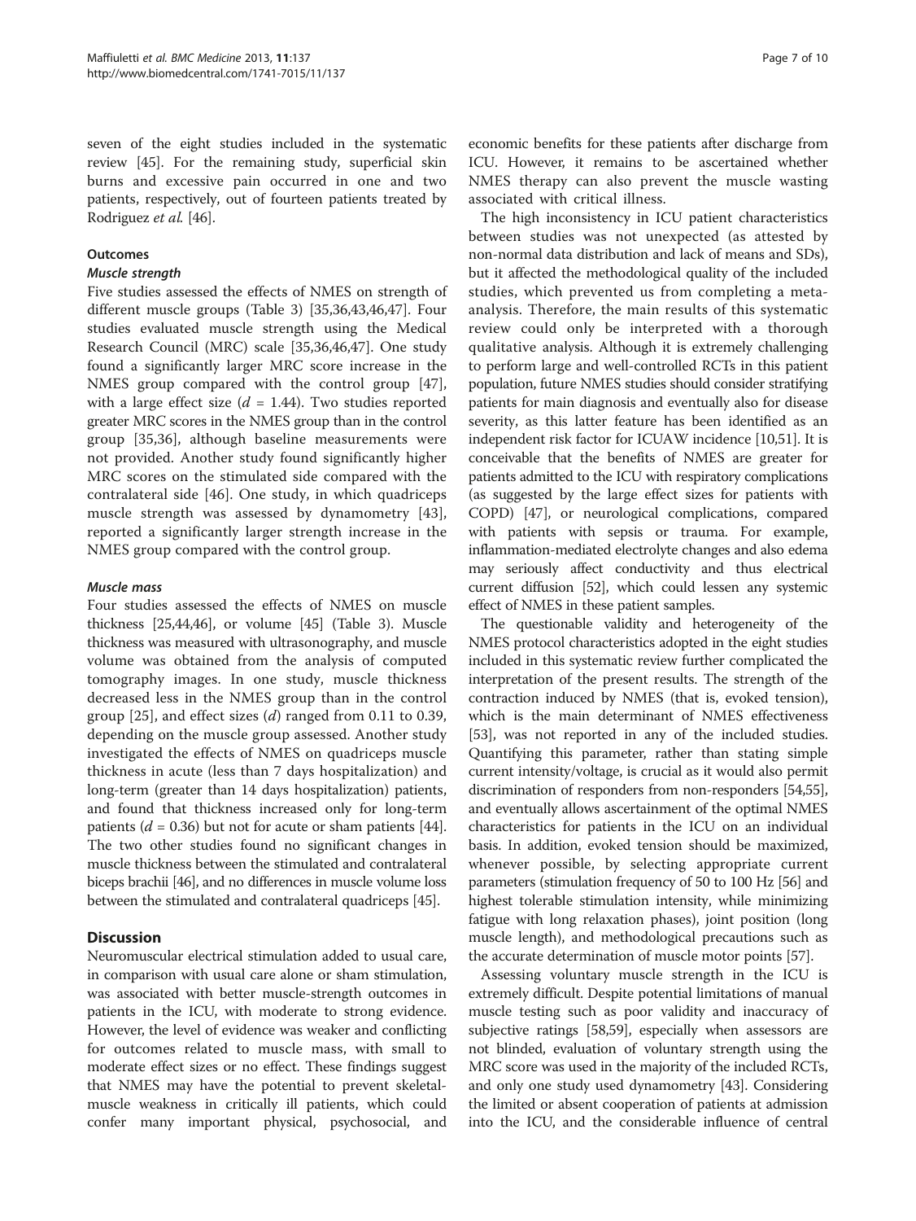seven of the eight studies included in the systematic review [45]. For the remaining study, superficial skin burns and excessive pain occurred in one and two patients, respectively, out of fourteen patients treated by Rodriguez *et al.* [46].

### Outcomes

#### *Muscle strength*

Five studies assessed the effects of NMES on strength of different muscle groups (Table 3) [35,36,43,46,47]. Four studies evaluated muscle strength using the Medical Research Council (MRC) scale [35,36,46,47]. One study found a significantly larger MRC score increase in the NMES group compared with the control group [47], with a large effect size ($d$ = 1.44). Two studies reported greater MRC scores in the NMES group than in the control group [35,36], although baseline measurements were not provided. Another study found significantly higher MRC scores on the stimulated side compared with the contralateral side [46]. One study, in which quadriceps muscle strength was assessed by dynamometry [43], reported a significantly larger strength increase in the NMES group compared with the control group.

#### *Muscle mass*

Four studies assessed the effects of NMES on muscle thickness [25,44,46], or volume [45] (Table 3). Muscle thickness was measured with ultrasonography, and muscle volume was obtained from the analysis of computed tomography images. In one study, muscle thickness decreased less in the NMES group than in the control group [25], and effect sizes ($d$) ranged from 0.11 to 0.39, depending on the muscle group assessed. Another study investigated the effects of NMES on quadriceps muscle thickness in acute (less than 7 days hospitalization) and long-term (greater than 14 days hospitalization) patients, and found that thickness increased only for long-term patients ($d$ = 0.36) but not for acute or sham patients [44]. The two other studies found no significant changes in muscle thickness between the stimulated and contralateral biceps brachii [46], and no differences in muscle volume loss between the stimulated and contralateral quadriceps [45].

## Discussion

Neuromuscular electrical stimulation added to usual care, in comparison with usual care alone or sham stimulation, was associated with better muscle-strength outcomes in patients in the ICU, with moderate to strong evidence. However, the level of evidence was weaker and conflicting for outcomes related to muscle mass, with small to moderate effect sizes or no effect. These findings suggest that NMES may have the potential to prevent skeletal-muscle weakness in critically ill patients, which could confer many important physical, psychosocial, and economic benefits for these patients after discharge from ICU. However, it remains to be ascertained whether NMES therapy can also prevent the muscle wasting associated with critical illness.

The high inconsistency in ICU patient characteristics between studies was not unexpected (as attested by non-normal data distribution and lack of means and SDs), but it affected the methodological quality of the included studies, which prevented us from completing a meta-analysis. Therefore, the main results of this systematic review could only be interpreted with a thorough qualitative analysis. Although it is extremely challenging to perform large and well-controlled RCTs in this patient population, future NMES studies should consider stratifying patients for main diagnosis and eventually also for disease severity, as this latter feature has been identified as an independent risk factor for ICUAW incidence [10,51]. It is conceivable that the benefits of NMES are greater for patients admitted to the ICU with respiratory complications (as suggested by the large effect sizes for patients with COPD) [47], or neurological complications, compared with patients with sepsis or trauma. For example, inflammation-mediated electrolyte changes and also edema may seriously affect conductivity and thus electrical current diffusion [52], which could lessen any systemic effect of NMES in these patient samples.

The questionable validity and heterogeneity of the NMES protocol characteristics adopted in the eight studies included in this systematic review further complicated the interpretation of the present results. The strength of the contraction induced by NMES (that is, evoked tension), which is the main determinant of NMES effectiveness [53], was not reported in any of the included studies. Quantifying this parameter, rather than stating simple current intensity/voltage, is crucial as it would also permit discrimination of responders from non-responders [54,55], and eventually allows ascertainment of the optimal NMES characteristics for patients in the ICU on an individual basis. In addition, evoked tension should be maximized, whenever possible, by selecting appropriate current parameters (stimulation frequency of 50 to 100 Hz [56] and highest tolerable stimulation intensity, while minimizing fatigue with long relaxation phases), joint position (long muscle length), and methodological precautions such as the accurate determination of muscle motor points [57].

Assessing voluntary muscle strength in the ICU is extremely difficult. Despite potential limitations of manual muscle testing such as poor validity and inaccuracy of subjective ratings [58,59], especially when assessors are not blinded, evaluation of voluntary strength using the MRC score was used in the majority of the included RCTs, and only one study used dynamometry [43]. Considering the limited or absent cooperation of patients at admission into the ICU, and the considerable influence of central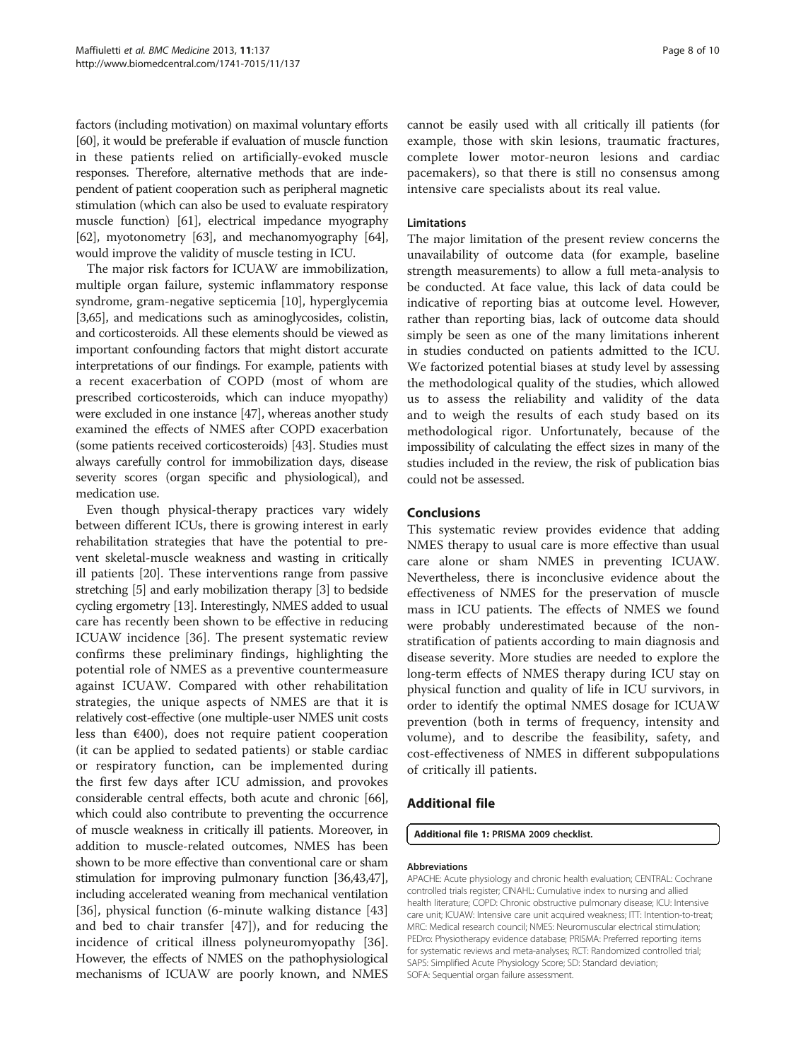factors (including motivation) on maximal voluntary efforts [60], it would be preferable if evaluation of muscle function in these patients relied on artificially-evoked muscle responses. Therefore, alternative methods that are independent of patient cooperation such as peripheral magnetic stimulation (which can also be used to evaluate respiratory muscle function) [61], electrical impedance myography [62], myotonometry [63], and mechanomyography [64], would improve the validity of muscle testing in ICU.

The major risk factors for ICUAW are immobilization, multiple organ failure, systemic inflammatory response syndrome, gram-negative septicemia [10], hyperglycemia [3,65], and medications such as aminoglycosides, colistin, and corticosteroids. All these elements should be viewed as important confounding factors that might distort accurate interpretations of our findings. For example, patients with a recent exacerbation of COPD (most of whom are prescribed corticosteroids, which can induce myopathy) were excluded in one instance [47], whereas another study examined the effects of NMES after COPD exacerbation (some patients received corticosteroids) [43]. Studies must always carefully control for immobilization days, disease severity scores (organ specific and physiological), and medication use.

Even though physical-therapy practices vary widely between different ICUs, there is growing interest in early rehabilitation strategies that have the potential to prevent skeletal-muscle weakness and wasting in critically ill patients [20]. These interventions range from passive stretching [5] and early mobilization therapy [3] to bedside cycling ergometry [13]. Interestingly, NMES added to usual care has recently been shown to be effective in reducing ICUAW incidence [36]. The present systematic review confirms these preliminary findings, highlighting the potential role of NMES as a preventive countermeasure against ICUAW. Compared with other rehabilitation strategies, the unique aspects of NMES are that it is relatively cost-effective (one multiple-user NMES unit costs less than €400), does not require patient cooperation (it can be applied to sedated patients) or stable cardiac or respiratory function, can be implemented during the first few days after ICU admission, and provokes considerable central effects, both acute and chronic [66], which could also contribute to preventing the occurrence of muscle weakness in critically ill patients. Moreover, in addition to muscle-related outcomes, NMES has been shown to be more effective than conventional care or sham stimulation for improving pulmonary function [36,43,47], including accelerated weaning from mechanical ventilation [36], physical function (6-minute walking distance [43] and bed to chair transfer [47]), and for reducing the incidence of critical illness polyneuromyopathy [36]. However, the effects of NMES on the pathophysiological mechanisms of ICUAW are poorly known, and NMES cannot be easily used with all critically ill patients (for example, those with skin lesions, traumatic fractures, complete lower motor-neuron lesions and cardiac pacemakers), so that there is still no consensus among intensive care specialists about its real value.

### Limitations

The major limitation of the present review concerns the unavailability of outcome data (for example, baseline strength measurements) to allow a full meta-analysis to be conducted. At face value, this lack of data could be indicative of reporting bias at outcome level. However, rather than reporting bias, lack of outcome data should simply be seen as one of the many limitations inherent in studies conducted on patients admitted to the ICU. We factorized potential biases at study level by assessing the methodological quality of the studies, which allowed us to assess the reliability and validity of the data and to weigh the results of each study based on its methodological rigor. Unfortunately, because of the impossibility of calculating the effect sizes in many of the studies included in the review, the risk of publication bias could not be assessed.

## Conclusions

This systematic review provides evidence that adding NMES therapy to usual care is more effective than usual care alone or sham NMES in preventing ICUAW. Nevertheless, there is inconclusive evidence about the effectiveness of NMES for the preservation of muscle mass in ICU patients. The effects of NMES we found were probably underestimated because of the non-stratification of patients according to main diagnosis and disease severity. More studies are needed to explore the long-term effects of NMES therapy during ICU stay on physical function and quality of life in ICU survivors, in order to identify the optimal NMES dosage for ICUAW prevention (both in terms of frequency, intensity and volume), and to describe the feasibility, safety, and cost-effectiveness of NMES in different subpopulations of critically ill patients.

## Additional file

**Additional file 1: PRISMA 2009 checklist.**

#### Abbreviations

APACHE: Acute physiology and chronic health evaluation; CENTRAL: Cochrane controlled trials register; CINAHL: Cumulative index to nursing and allied health literature; COPD: Chronic obstructive pulmonary disease; ICU: Intensive care unit; ICUAW: Intensive care unit acquired weakness; ITT: Intention-to-treat; MRC: Medical research council; NMES: Neuromuscular electrical stimulation; PEDro: Physiotherapy evidence database; PRISMA: Preferred reporting items for systematic reviews and meta-analyses; RCT: Randomized controlled trial; SAPS: Simplified Acute Physiology Score; SD: Standard deviation; SOFA: Sequential organ failure assessment.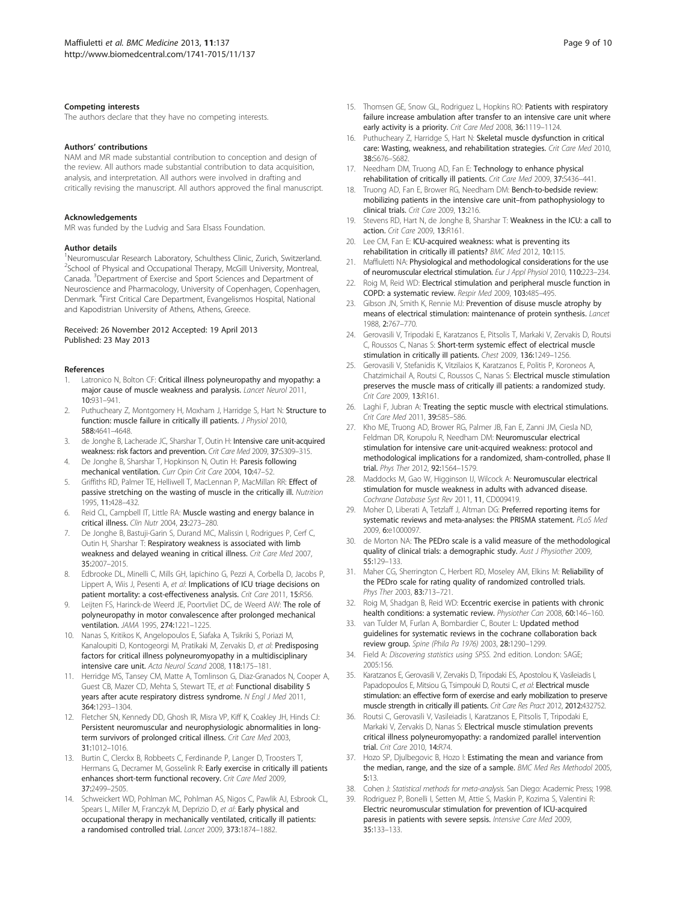#### Competing interests

The authors declare that they have no competing interests.

#### Authors' contributions

NAM and MR made substantial contribution to conception and design of the review. All authors made substantial contribution to data acquisition, analysis, and interpretation. All authors were involved in drafting and critically revising the manuscript. All authors approved the final manuscript.

#### Acknowledgements

MR was funded by the Ludvig and Sara Elsass Foundation.

#### Author details

[1]Neuromuscular Research Laboratory, Schulthess Clinic, Zurich, Switzerland. [2]School of Physical and Occupational Therapy, McGill University, Montreal, Canada. [3]Department of Exercise and Sport Sciences and Department of Neuroscience and Pharmacology, University of Copenhagen, Copenhagen, Denmark. [4]First Critical Care Department, Evangelismos Hospital, National and Kapodistrian University of Athens, Athens, Greece.

Received: 26 November 2012 Accepted: 19 April 2013
Published: 23 May 2013

#### References

1. Latronico N, Bolton CF: **Critical illness polyneuropathy and myopathy: a major cause of muscle weakness and paralysis.** *Lancet Neurol* 2011, **10:**931–941.
2. Puthucheary Z, Montgomery H, Moxham J, Harridge S, Hart N: **Structure to function: muscle failure in critically ill patients.** *J Physiol* 2010, **588:**4641–4648.
3. de Jonghe B, Lacherade JC, Sharshar T, Outin H: **Intensive care unit-acquired weakness: risk factors and prevention.** *Crit Care Med* 2009, **37:**S309–315.
4. De Jonghe B, Sharshar T, Hopkinson N, Outin H: **Paresis following mechanical ventilation.** *Curr Opin Crit Care* 2004, **10:**47–52.
5. Griffiths RD, Palmer TE, Helliwell T, MacLennan P, MacMillan RR: **Effect of passive stretching on the wasting of muscle in the critically ill.** *Nutrition* 1995, **11:**428–432.
6. Reid CL, Campbell IT, Little RA: **Muscle wasting and energy balance in critical illness.** *Clin Nutr* 2004, **23:**273–280.
7. De Jonghe B, Bastuji-Garin S, Durand MC, Malissin I, Rodrigues P, Cerf C, Outin H, Sharshar T: **Respiratory weakness is associated with limb weakness and delayed weaning in critical illness.** *Crit Care Med* 2007, **35:**2007–2015.
8. Edbrooke DL, Minelli C, Mills GH, Iapichino G, Pezzi A, Corbella D, Jacobs P, Lippert A, Wiis J, Pesenti A, *et al*: **Implications of ICU triage decisions on patient mortality: a cost-effectiveness analysis.** *Crit Care* 2011, **15:**R56.
9. Leijten FS, Harinck-de Weerd JE, Poortvliet DC, de Weerd AW: **The role of polyneuropathy in motor convalescence after prolonged mechanical ventilation.** *JAMA* 1995, **274:**1221–1225.
10. Nanas S, Kritikos K, Angelopoulos E, Siafaka A, Tsikriki S, Poriazi M, Kanaloupiti D, Kontogeorgi M, Pratikaki M, Zervakis D, *et al*: **Predisposing factors for critical illness polyneuromyopathy in a multidisciplinary intensive care unit.** *Acta Neurol Scand* 2008, **118:**175–181.
11. Herridge MS, Tansey CM, Matte A, Tomlinson G, Diaz-Granados N, Cooper A, Guest CB, Mazer CD, Mehta S, Stewart TE, *et al*: **Functional disability 5 years after acute respiratory distress syndrome.** *N Engl J Med* 2011, **364:**1293–1304.
12. Fletcher SN, Kennedy DD, Ghosh IR, Misra VP, Kiff K, Coakley JH, Hinds CJ: **Persistent neuromuscular and neurophysiologic abnormalities in long-term survivors of prolonged critical illness.** *Crit Care Med* 2003, **31:**1012–1016.
13. Burtin C, Clerckx B, Robbeets C, Ferdinande P, Langer D, Troosters T, Hermans G, Decramer M, Gosselink R: **Early exercise in critically ill patients enhances short-term functional recovery.** *Crit Care Med* 2009, **37:**2499–2505.
14. Schweickert WD, Pohlman MC, Pohlman AS, Nigos C, Pawlik AJ, Esbrook CL, Spears L, Miller M, Franczyk M, Deprizio D, *et al*: **Early physical and occupational therapy in mechanically ventilated, critically ill patients: a randomised controlled trial.** *Lancet* 2009, **373:**1874–1882.
15. Thomsen GE, Snow GL, Rodriguez L, Hopkins RO: **Patients with respiratory failure increase ambulation after transfer to an intensive care unit where early activity is a priority.** *Crit Care Med* 2008, **36:**1119–1124.
16. Puthucheary Z, Harridge S, Hart N: **Skeletal muscle dysfunction in critical care: Wasting, weakness, and rehabilitation strategies.** *Crit Care Med* 2010, **38:**S676–S682.
17. Needham DM, Truong AD, Fan E: **Technology to enhance physical rehabilitation of critically ill patients.** *Crit Care Med* 2009, **37:**S436–441.
18. Truong AD, Fan E, Brower RG, Needham DM: **Bench-to-bedside review: mobilizing patients in the intensive care unit–from pathophysiology to clinical trials.** *Crit Care* 2009, **13:**216.
19. Stevens RD, Hart N, de Jonghe B, Sharshar T: **Weakness in the ICU: a call to action.** *Crit Care* 2009, **13:**R161.
20. Lee CM, Fan E: **ICU-acquired weakness: what is preventing its rehabilitation in critically ill patients?** *BMC Med* 2012, **10:**115.
21. Maffiuletti NA: **Physiological and methodological considerations for the use of neuromuscular electrical stimulation.** *Eur J Appl Physiol* 2010, **110:**223–234.
22. Roig M, Reid WD: **Electrical stimulation and peripheral muscle function in COPD: a systematic review.** *Respir Med* 2009, **103:**485–495.
23. Gibson JN, Smith K, Rennie MJ: **Prevention of disuse muscle atrophy by means of electrical stimulation: maintenance of protein synthesis.** *Lancet* 1988, **2:**767–770.
24. Gerovasili V, Tripodaki E, Karatzanos E, Pitsolis T, Markaki V, Zervakis D, Routsi C, Roussos C, Nanas S: **Short-term systemic effect of electrical muscle stimulation in critically ill patients.** *Chest* 2009, **136:**1249–1256.
25. Gerovasili V, Stefanidis K, Vitzilaios K, Karatzanos E, Politis P, Koroneos A, Chatzimichail A, Routsi C, Roussos C, Nanas S: **Electrical muscle stimulation preserves the muscle mass of critically ill patients: a randomized study.** *Crit Care* 2009, **13:**R161.
26. Laghi F, Jubran A: **Treating the septic muscle with electrical stimulations.** *Crit Care Med* 2011, **39:**585–586.
27. Kho ME, Truong AD, Brower RG, Palmer JB, Fan E, Zanni JM, Ciesla ND, Feldman DR, Korupolu R, Needham DM: **Neuromuscular electrical stimulation for intensive care unit-acquired weakness: protocol and methodological implications for a randomized, sham-controlled, phase II trial.** *Phys Ther* 2012, **92:**1564–1579.
28. Maddocks M, Gao W, Higginson IJ, Wilcock A: **Neuromuscular electrical stimulation for muscle weakness in adults with advanced disease.** *Cochrane Database Syst Rev* 2011, **11**, CD009419.
29. Moher D, Liberati A, Tetzlaff J, Altman DG: **Preferred reporting items for systematic reviews and meta-analyses: the PRISMA statement.** *PLoS Med* 2009, **6:**e1000097.
30. de Morton NA: **The PEDro scale is a valid measure of the methodological quality of clinical trials: a demographic study.** *Aust J Physiother* 2009, **55:**129–133.
31. Maher CG, Sherrington C, Herbert RD, Moseley AM, Elkins M: **Reliability of the PEDro scale for rating quality of randomized controlled trials.** *Phys Ther* 2003, **83:**713–721.
32. Roig M, Shadgan B, Reid WD: **Eccentric exercise in patients with chronic health conditions: a systematic review.** *Physiother Can* 2008, **60:**146–160.
33. van Tulder M, Furlan A, Bombardier C, Bouter L: **Updated method guidelines for systematic reviews in the cochrane collaboration back review group.** *Spine (Phila Pa 1976)* 2003, **28:**1290–1299.
34. Field A: *Discovering statistics using SPSS.* 2nd edition. London: SAGE; 2005:156.
35. Karatzanos E, Gerovasili V, Zervakis D, Tripodaki ES, Apostolou K, Vasileiadis I, Papadopoulos E, Mitsiou G, Tsimpouki D, Routsi C, *et al*: **Electrical muscle stimulation: an effective form of exercise and early mobilization to preserve muscle strength in critically ill patients.** *Crit Care Res Pract* 2012, **2012:**432752.
36. Routsi C, Gerovasili V, Vasileiadis I, Karatzanos E, Pitsolis T, Tripodaki E, Markaki V, Zervakis D, Nanas S: **Electrical muscle stimulation prevents critical illness polyneuromyopathy: a randomized parallel intervention trial.** *Crit Care* 2010, **14:**R74.
37. Hozo SP, Djulbegovic B, Hozo I: **Estimating the mean and variance from the median, range, and the size of a sample.** *BMC Med Res Methodol* 2005, **5:**13.
38. Cohen J: *Statistical methods for meta-analysis.* San Diego: Academic Press; 1998.
39. Rodriguez P, Bonelli I, Setten M, Attie S, Maskin P, Kozima S, Valentini R: **Electric neuromuscular stimulation for prevention of ICU-acquired paresis in patients with severe sepsis.** *Intensive Care Med* 2009, **35:**133–133.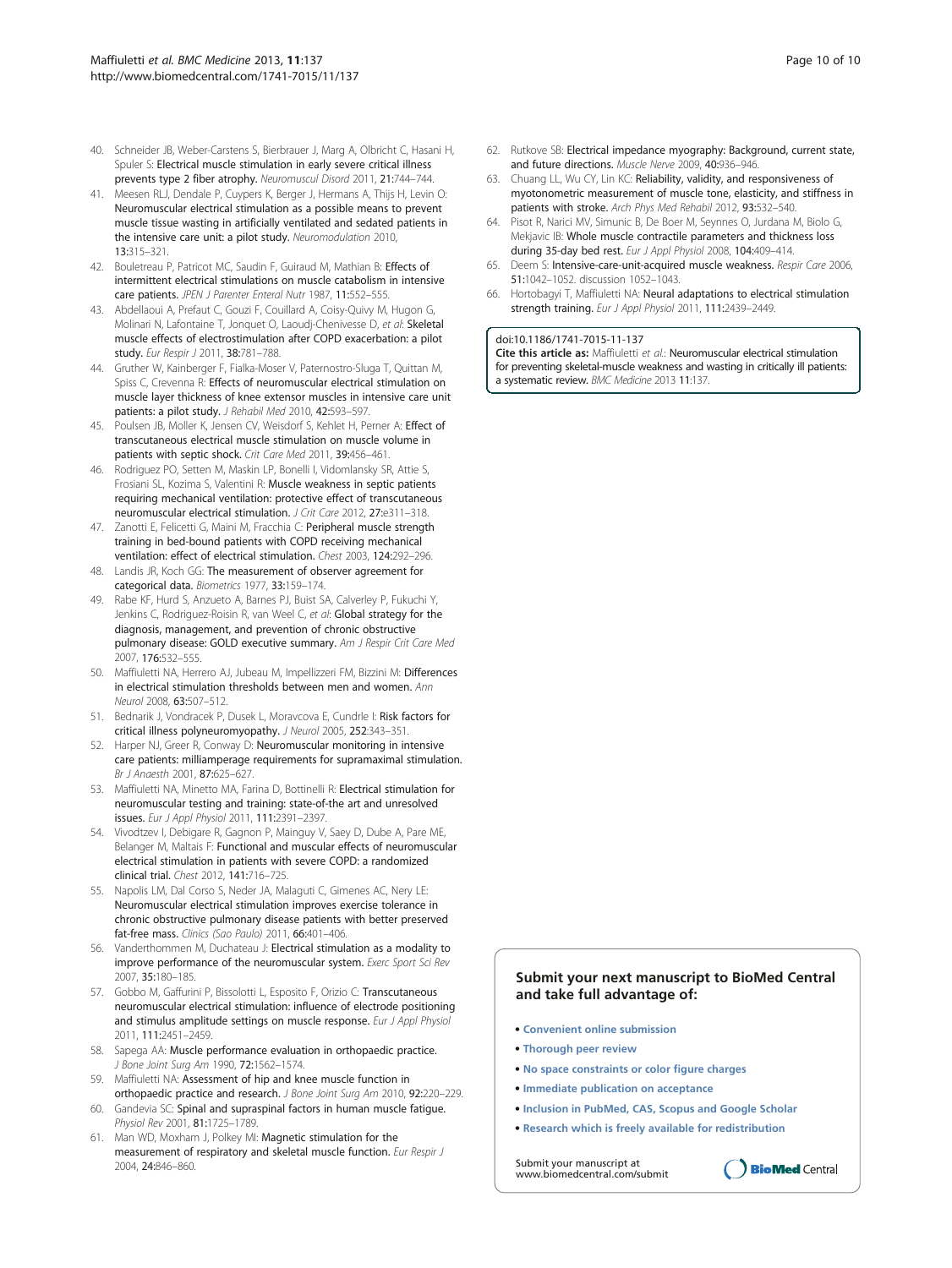40. Schneider JB, Weber-Carstens S, Bierbrauer J, Marg A, Olbricht C, Hasani H, Spuler S: **Electrical muscle stimulation in early severe critical illness prevents type 2 fiber atrophy.** *Neuromuscul Disord* 2011, **21:**744–744.
41. Meesen RLJ, Dendale P, Cuypers K, Berger J, Hermans A, Thijs H, Levin O: **Neuromuscular electrical stimulation as a possible means to prevent muscle tissue wasting in artificially ventilated and sedated patients in the intensive care unit: a pilot study.** *Neuromodulation* 2010, **13:**315–321.
42. Bouletreau P, Patricot MC, Saudin F, Guiraud M, Mathian B: **Effects of intermittent electrical stimulations on muscle catabolism in intensive care patients.** *JPEN J Parenter Enteral Nutr* 1987, **11:**552–555.
43. Abdellaoui A, Prefaut C, Gouzi F, Couillard A, Coisy-Quivy M, Hugon G, Molinari N, Lafontaine T, Jonquet O, Laoudj-Chenivesse D, *et al*: **Skeletal muscle effects of electrostimulation after COPD exacerbation: a pilot study.** *Eur Respir J* 2011, **38:**781–788.
44. Gruther W, Kainberger F, Fialka-Moser V, Paternostro-Sluga T, Quittan M, Spiss C, Crevenna R: **Effects of neuromuscular electrical stimulation on muscle layer thickness of knee extensor muscles in intensive care unit patients: a pilot study.** *J Rehabil Med* 2010, **42:**593–597.
45. Poulsen JB, Moller K, Jensen CV, Weisdorf S, Kehlet H, Perner A: **Effect of transcutaneous electrical muscle stimulation on muscle volume in patients with septic shock.** *Crit Care Med* 2011, **39:**456–461.
46. Rodriguez PO, Setten M, Maskin LP, Bonelli I, Vidomlansky SR, Attie S, Frosiani SL, Kozima S, Valentini R: **Muscle weakness in septic patients requiring mechanical ventilation: protective effect of transcutaneous neuromuscular electrical stimulation.** *J Crit Care* 2012, **27:**e311–318.
47. Zanotti E, Felicetti G, Maini M, Fracchia C: **Peripheral muscle strength training in bed-bound patients with COPD receiving mechanical ventilation: effect of electrical stimulation.** *Chest* 2003, **124:**292–296.
48. Landis JR, Koch GG: **The measurement of observer agreement for categorical data.** *Biometrics* 1977, **33:**159–174.
49. Rabe KF, Hurd S, Anzueto A, Barnes PJ, Buist SA, Calverley P, Fukuchi Y, Jenkins C, Rodriguez-Roisin R, van Weel C, *et al*: **Global strategy for the diagnosis, management, and prevention of chronic obstructive pulmonary disease: GOLD executive summary.** *Am J Respir Crit Care Med* 2007, **176:**532–555.
50. Maffiuletti NA, Herrero AJ, Jubeau M, Impellizzeri FM, Bizzini M: **Differences in electrical stimulation thresholds between men and women.** *Ann Neurol* 2008, **63:**507–512.
51. Bednarik J, Vondracek P, Dusek L, Moravcova E, Cundrle I: **Risk factors for critical illness polyneuromyopathy.** *J Neurol* 2005, **252:**343–351.
52. Harper NJ, Greer R, Conway D: **Neuromuscular monitoring in intensive care patients: milliamperage requirements for supramaximal stimulation.** *Br J Anaesth* 2001, **87:**625–627.
53. Maffiuletti NA, Minetto MA, Farina D, Bottinelli R: **Electrical stimulation for neuromuscular testing and training: state-of-the art and unresolved issues.** *Eur J Appl Physiol* 2011, **111:**2391–2397.
54. Vivodtzev I, Debigare R, Gagnon P, Mainguy V, Saey D, Dube A, Pare ME, Belanger M, Maltais F: **Functional and muscular effects of neuromuscular electrical stimulation in patients with severe COPD: a randomized clinical trial.** *Chest* 2012, 141:716–725.
55. Napolis LM, Dal Corso S, Neder JA, Malaguti C, Gimenes AC, Nery LE: **Neuromuscular electrical stimulation improves exercise tolerance in chronic obstructive pulmonary disease patients with better preserved fat-free mass.** *Clinics (Sao Paulo)* 2011, **66:**401–406.
56. Vanderthommen M, Duchateau J: **Electrical stimulation as a modality to improve performance of the neuromuscular system.** *Exerc Sport Sci Rev* 2007, **35:**180–185.
57. Gobbo M, Gaffurini P, Bissolotti L, Esposito F, Orizio C: **Transcutaneous neuromuscular electrical stimulation: influence of electrode positioning and stimulus amplitude settings on muscle response.** *Eur J Appl Physiol* 2011, **111:**2451–2459.
58. Sapega AA: **Muscle performance evaluation in orthopaedic practice.** *J Bone Joint Surg Am* 1990, **72:**1562–1574.
59. Maffiuletti NA: **Assessment of hip and knee muscle function in orthopaedic practice and research.** *J Bone Joint Surg Am* 2010, **92:**220–229.
60. Gandevia SC: **Spinal and supraspinal factors in human muscle fatigue.** *Physiol Rev* 2001, **81:**1725–1789.
61. Man WD, Moxham J, Polkey MI: **Magnetic stimulation for the measurement of respiratory and skeletal muscle function.** *Eur Respir J* 2004, **24:**846–860.
62. Rutkove SB: **Electrical impedance myography: Background, current state, and future directions.** *Muscle Nerve* 2009, **40:**936–946.
63. Chuang LL, Wu CY, Lin KC: **Reliability, validity, and responsiveness of myotonometric measurement of muscle tone, elasticity, and stiffness in patients with stroke.** *Arch Phys Med Rehabil* 2012, **93:**532–540.
64. Pisot R, Narici MV, Simunic B, De Boer M, Seynnes O, Jurdana M, Biolo G, Mekjavic IB: **Whole muscle contractile parameters and thickness loss during 35-day bed rest.** *Eur J Appl Physiol* 2008, **104:**409–414.
65. Deem S: **Intensive-care-unit-acquired muscle weakness.** *Respir Care* 2006, **51:**1042–1052. discussion 1052–1043.
66. Hortobagyi T, Maffiuletti NA: **Neural adaptations to electrical stimulation strength training.** *Eur J Appl Physiol* 2011, **111:**2439–2449.

doi:10.1186/1741-7015-11-137

**Cite this article as:** Maffiuletti *et al.*: Neuromuscular electrical stimulation for preventing skeletal-muscle weakness and wasting in critically ill patients: a systematic review. *BMC Medicine* 2013 **11**:137.

**Submit your next manuscript to BioMed Central and take full advantage of:**

- **Convenient online submission**
- **Thorough peer review**
- **No space constraints or color figure charges**
- **Immediate publication on acceptance**
- **Inclusion in PubMed, CAS, Scopus and Google Scholar**
- **Research which is freely available for redistribution**

Submit your manuscript at
www.biomedcentral.com/submit

BioMed Central